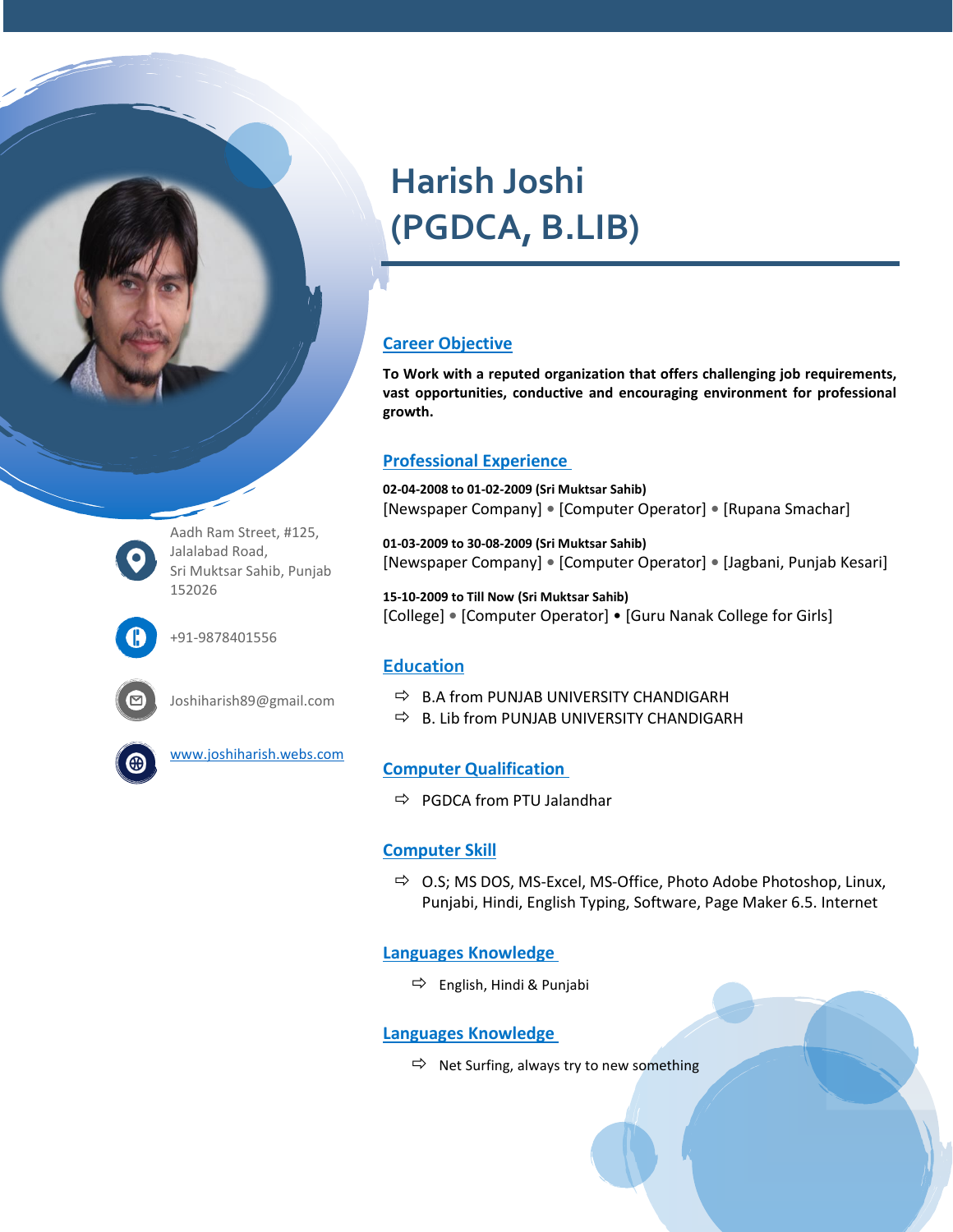# Harish Joshi (PGDCA, B.LIB)

Aadh Ram Street, #125,
Jalalabad Road,
Sri Muktsar Sahib, Punjab
152026

+91-9878401556

Joshiharish89@gmail.com

www.joshiharish.webs.com

## Career Objective

**To Work with a reputed organization that offers challenging job requirements, vast opportunities, conductive and encouraging environment for professional growth.**

## Professional Experience

**02-04-2008 to 01-02-2009 (Sri Muktsar Sahib)**
[Newspaper Company] • [Computer Operator] • [Rupana Smachar]

**01-03-2009 to 30-08-2009 (Sri Muktsar Sahib)**
[Newspaper Company] • [Computer Operator] • [Jagbani, Punjab Kesari]

**15-10-2009 to Till Now (Sri Muktsar Sahib)**
[College] • [Computer Operator] • [Guru Nanak College for Girls]

## Education

- B.A from PUNJAB UNIVERSITY CHANDIGARH
- B. Lib from PUNJAB UNIVERSITY CHANDIGARH

## Computer Qualification

- PGDCA from PTU Jalandhar

## Computer Skill

- O.S; MS DOS, MS-Excel, MS-Office, Photo Adobe Photoshop, Linux, Punjabi, Hindi, English Typing, Software, Page Maker 6.5. Internet

## Languages Knowledge

- English, Hindi & Punjabi

## Languages Knowledge

- Net Surfing, always try to new something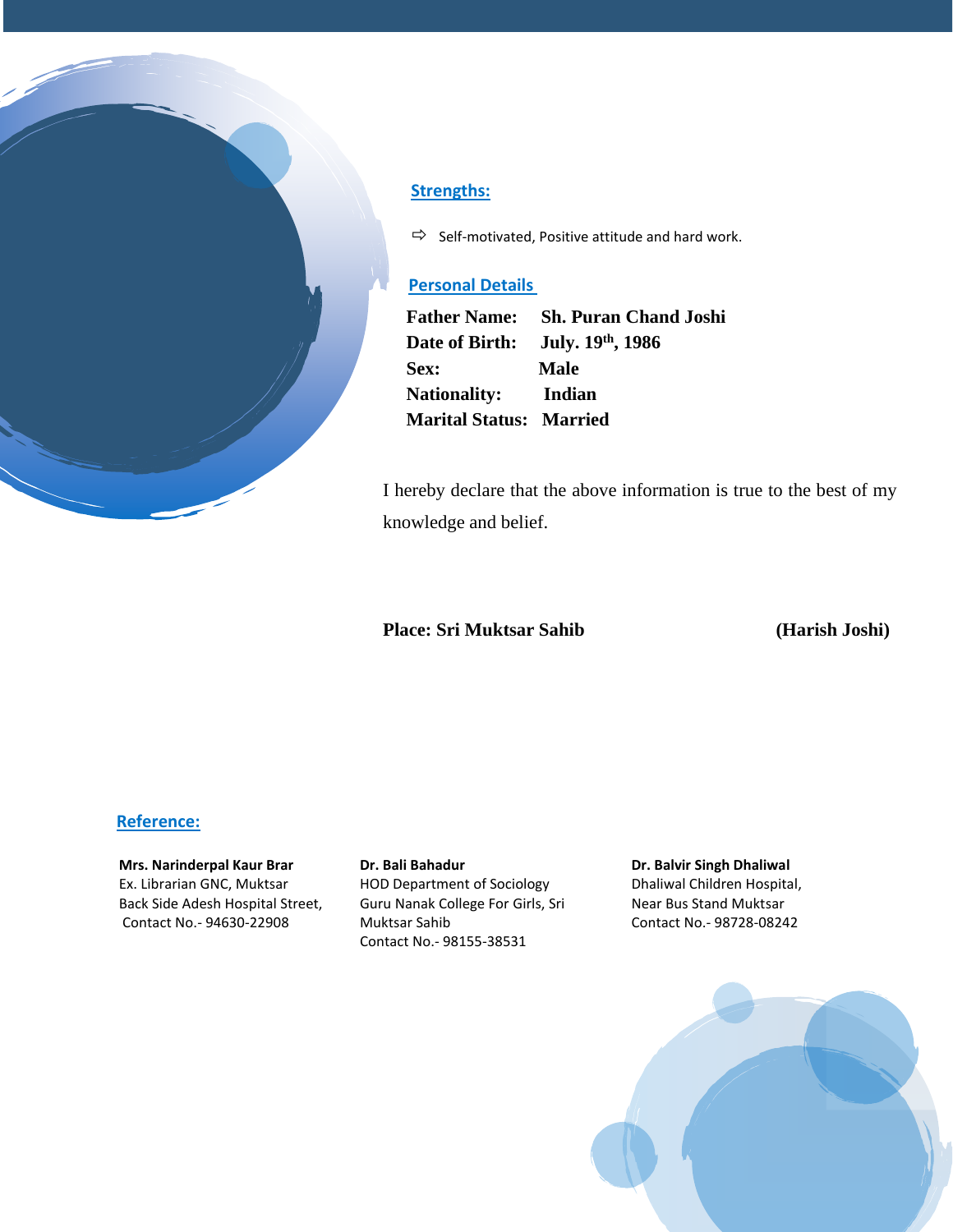## Strengths:

- Self-motivated, Positive attitude and hard work.

## Personal Details

**Father Name:** **Sh. Puran Chand Joshi**
**Date of Birth:** **July. 19th, 1986**
**Sex:** **Male**
**Nationality:** **Indian**
**Marital Status:** **Married**

I hereby declare that the above information is true to the best of my knowledge and belief.

**Place: Sri Muktsar Sahib** **(Harish Joshi)**

## Reference:

**Mrs. Narinderpal Kaur Brar**
Ex. Librarian GNC, Muktsar
Back Side Adesh Hospital Street,
Contact No.- 94630-22908

**Dr. Bali Bahadur**
HOD Department of Sociology
Guru Nanak College For Girls, Sri Muktsar Sahib
Contact No.- 98155-38531

**Dr. Balvir Singh Dhaliwal**
Dhaliwal Children Hospital,
Near Bus Stand Muktsar
Contact No.- 98728-08242